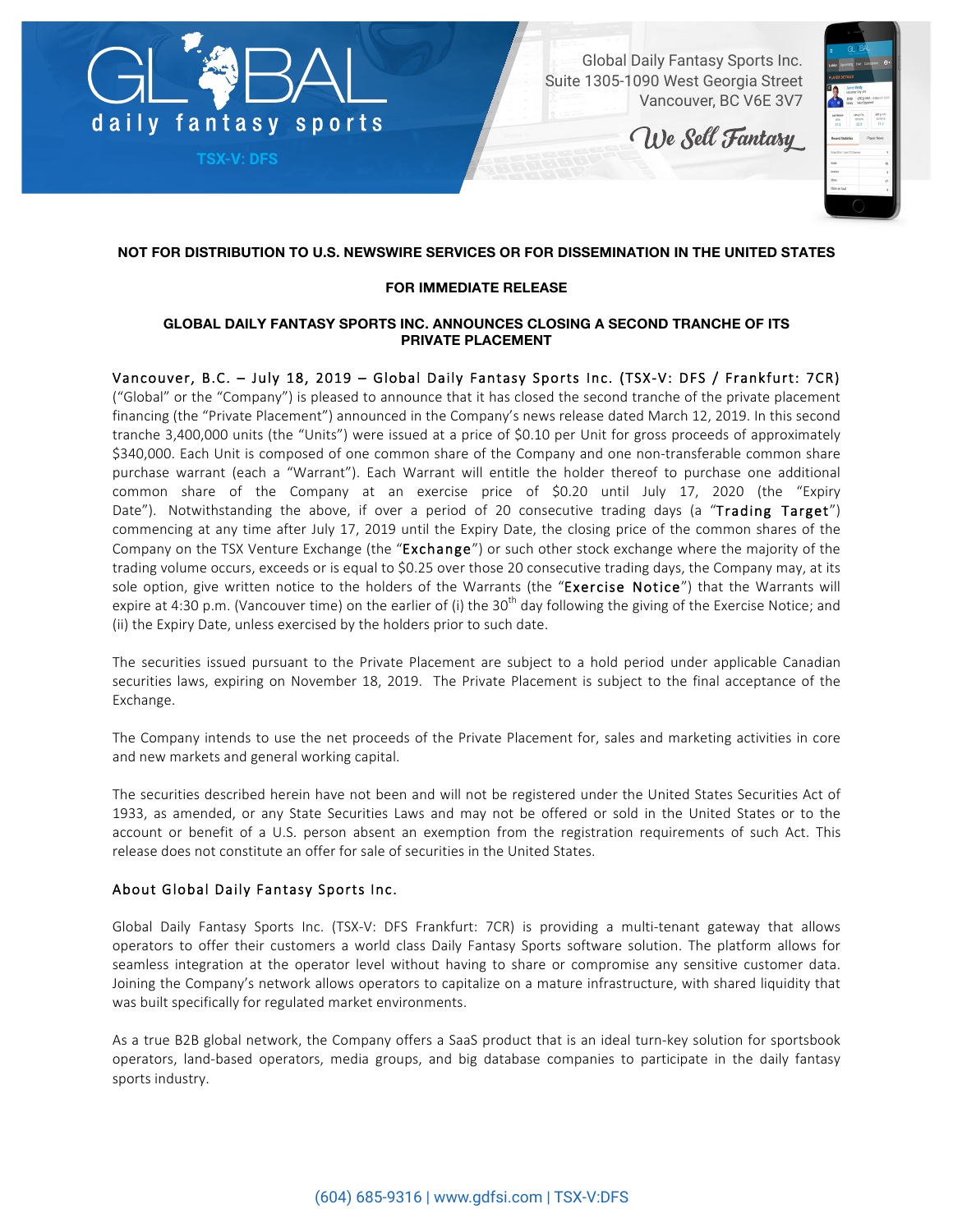Global Daily Fantasy Sports Inc.
Suite 1305-1090 West Georgia Street
Vancouver, BC V6E 3V7

We Sell Fantasy

TSX-V: DFS

**NOT FOR DISTRIBUTION TO U.S. NEWSWIRE SERVICES OR FOR DISSEMINATION IN THE UNITED STATES**

**FOR IMMEDIATE RELEASE**

**GLOBAL DAILY FANTASY SPORTS INC. ANNOUNCES CLOSING A SECOND TRANCHE OF ITS PRIVATE PLACEMENT**

Vancouver, B.C. – July 18, 2019 – Global Daily Fantasy Sports Inc. (TSX-V: DFS / Frankfurt: 7CR) ("Global" or the "Company") is pleased to announce that it has closed the second tranche of the private placement financing (the "Private Placement") announced in the Company's news release dated March 12, 2019. In this second tranche 3,400,000 units (the "Units") were issued at a price of $0.10 per Unit for gross proceeds of approximately $340,000. Each Unit is composed of one common share of the Company and one non-transferable common share purchase warrant (each a "Warrant"). Each Warrant will entitle the holder thereof to purchase one additional common share of the Company at an exercise price of $0.20 until July 17, 2020 (the "Expiry Date"). Notwithstanding the above, if over a period of 20 consecutive trading days (a "Trading Target") commencing at any time after July 17, 2019 until the Expiry Date, the closing price of the common shares of the Company on the TSX Venture Exchange (the "Exchange") or such other stock exchange where the majority of the trading volume occurs, exceeds or is equal to $0.25 over those 20 consecutive trading days, the Company may, at its sole option, give written notice to the holders of the Warrants (the "Exercise Notice") that the Warrants will expire at 4:30 p.m. (Vancouver time) on the earlier of (i) the 30th day following the giving of the Exercise Notice; and (ii) the Expiry Date, unless exercised by the holders prior to such date.

The securities issued pursuant to the Private Placement are subject to a hold period under applicable Canadian securities laws, expiring on November 18, 2019. The Private Placement is subject to the final acceptance of the Exchange.

The Company intends to use the net proceeds of the Private Placement for, sales and marketing activities in core and new markets and general working capital.

The securities described herein have not been and will not be registered under the United States Securities Act of 1933, as amended, or any State Securities Laws and may not be offered or sold in the United States or to the account or benefit of a U.S. person absent an exemption from the registration requirements of such Act. This release does not constitute an offer for sale of securities in the United States.

## About Global Daily Fantasy Sports Inc.

Global Daily Fantasy Sports Inc. (TSX-V: DFS Frankfurt: 7CR) is providing a multi-tenant gateway that allows operators to offer their customers a world class Daily Fantasy Sports software solution. The platform allows for seamless integration at the operator level without having to share or compromise any sensitive customer data. Joining the Company's network allows operators to capitalize on a mature infrastructure, with shared liquidity that was built specifically for regulated market environments.

As a true B2B global network, the Company offers a SaaS product that is an ideal turn-key solution for sportsbook operators, land-based operators, media groups, and big database companies to participate in the daily fantasy sports industry.

(604) 685-9316 | www.gdfsi.com | TSX-V:DFS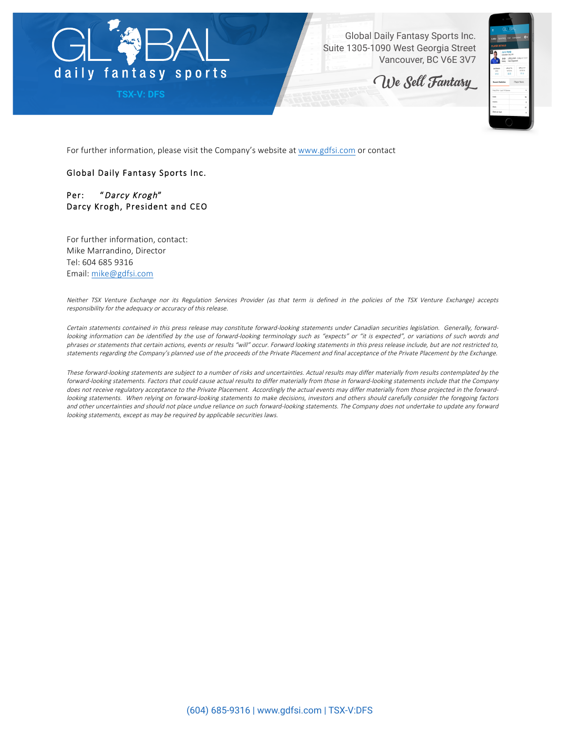For further information, please visit the Company's website at www.gdfsi.com or contact

Global Daily Fantasy Sports Inc.

Per: "*Darcy Krogh*"
Darcy Krogh, President and CEO

For further information, contact:
Mike Marrandino, Director
Tel: 604 685 9316
Email: mike@gdfsi.com

*Neither TSX Venture Exchange nor its Regulation Services Provider (as that term is defined in the policies of the TSX Venture Exchange) accepts responsibility for the adequacy or accuracy of this release.*

*Certain statements contained in this press release may constitute forward-looking statements under Canadian securities legislation. Generally, forward-looking information can be identified by the use of forward-looking terminology such as "expects" or "it is expected", or variations of such words and phrases or statements that certain actions, events or results "will" occur. Forward looking statements in this press release include, but are not restricted to, statements regarding the Company's planned use of the proceeds of the Private Placement and final acceptance of the Private Placement by the Exchange.*

*These forward-looking statements are subject to a number of risks and uncertainties. Actual results may differ materially from results contemplated by the forward-looking statements. Factors that could cause actual results to differ materially from those in forward-looking statements include that the Company does not receive regulatory acceptance to the Private Placement. Accordingly the actual events may differ materially from those projected in the forward-looking statements. When relying on forward-looking statements to make decisions, investors and others should carefully consider the foregoing factors and other uncertainties and should not place undue reliance on such forward-looking statements. The Company does not undertake to update any forward looking statements, except as may be required by applicable securities laws.*